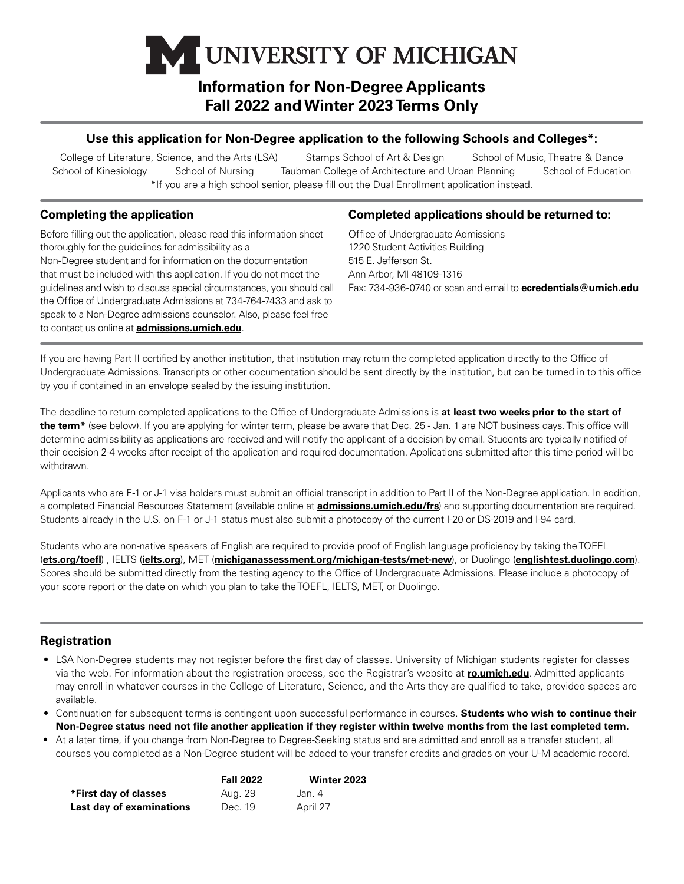# UNIVERSITY OF MICHIGAN

## Information for Non-Degree Applicants
## Fall 2022 and Winter 2023 Terms Only

### Use this application for Non-Degree application to the following Schools and Colleges*:

College of Literature, Science, and the Arts (LSA) Stamps School of Art & Design School of Music, Theatre & Dance School of Kinesiology School of Nursing Taubman College of Architecture and Urban Planning School of Education

*If you are a high school senior, please fill out the Dual Enrollment application instead.

### Completing the application

Before filling out the application, please read this information sheet thoroughly for the guidelines for admissibility as a Non-Degree student and for information on the documentation that must be included with this application. If you do not meet the guidelines and wish to discuss special circumstances, you should call the Office of Undergraduate Admissions at 734-764-7433 and ask to speak to a Non-Degree admissions counselor. Also, please feel free to contact us online at **admissions.umich.edu**.

### Completed applications should be returned to:

Office of Undergraduate Admissions
1220 Student Activities Building
515 E. Jefferson St.
Ann Arbor, MI 48109-1316
Fax: 734-936-0740 or scan and email to **ecredentials@umich.edu**

If you are having Part II certified by another institution, that institution may return the completed application directly to the Office of Undergraduate Admissions. Transcripts or other documentation should be sent directly by the institution, but can be turned in to this office by you if contained in an envelope sealed by the issuing institution.

The deadline to return completed applications to the Office of Undergraduate Admissions is **at least two weeks prior to the start of the term*** (see below). If you are applying for winter term, please be aware that Dec. 25 - Jan. 1 are NOT business days. This office will determine admissibility as applications are received and will notify the applicant of a decision by email. Students are typically notified of their decision 2-4 weeks after receipt of the application and required documentation. Applications submitted after this time period will be withdrawn.

Applicants who are F-1 or J-1 visa holders must submit an official transcript in addition to Part II of the Non-Degree application. In addition, a completed Financial Resources Statement (available online at **admissions.umich.edu/frs**) and supporting documentation are required. Students already in the U.S. on F-1 or J-1 status must also submit a photocopy of the current I-20 or DS-2019 and I-94 card.

Students who are non-native speakers of English are required to provide proof of English language proficiency by taking the TOEFL (**ets.org/toefl**) , IELTS (**ielts.org**), MET (**michiganassessment.org/michigan-tests/met-new**), or Duolingo (**englishtest.duolingo.com**). Scores should be submitted directly from the testing agency to the Office of Undergraduate Admissions. Please include a photocopy of your score report or the date on which you plan to take the TOEFL, IELTS, MET, or Duolingo.

### Registration

- LSA Non-Degree students may not register before the first day of classes. University of Michigan students register for classes via the web. For information about the registration process, see the Registrar's website at **ro.umich.edu**. Admitted applicants may enroll in whatever courses in the College of Literature, Science, and the Arts they are qualified to take, provided spaces are available.
- Continuation for subsequent terms is contingent upon successful performance in courses. **Students who wish to continue their Non-Degree status need not file another application if they register within twelve months from the last completed term.**
- At a later time, if you change from Non-Degree to Degree-Seeking status and are admitted and enroll as a transfer student, all courses you completed as a Non-Degree student will be added to your transfer credits and grades on your U-M academic record.

| | **Fall 2022** | **Winter 2023** |
|---|---|---|
| ***First day of classes** | Aug. 29 | Jan. 4 |
| **Last day of examinations** | Dec. 19 | April 27 |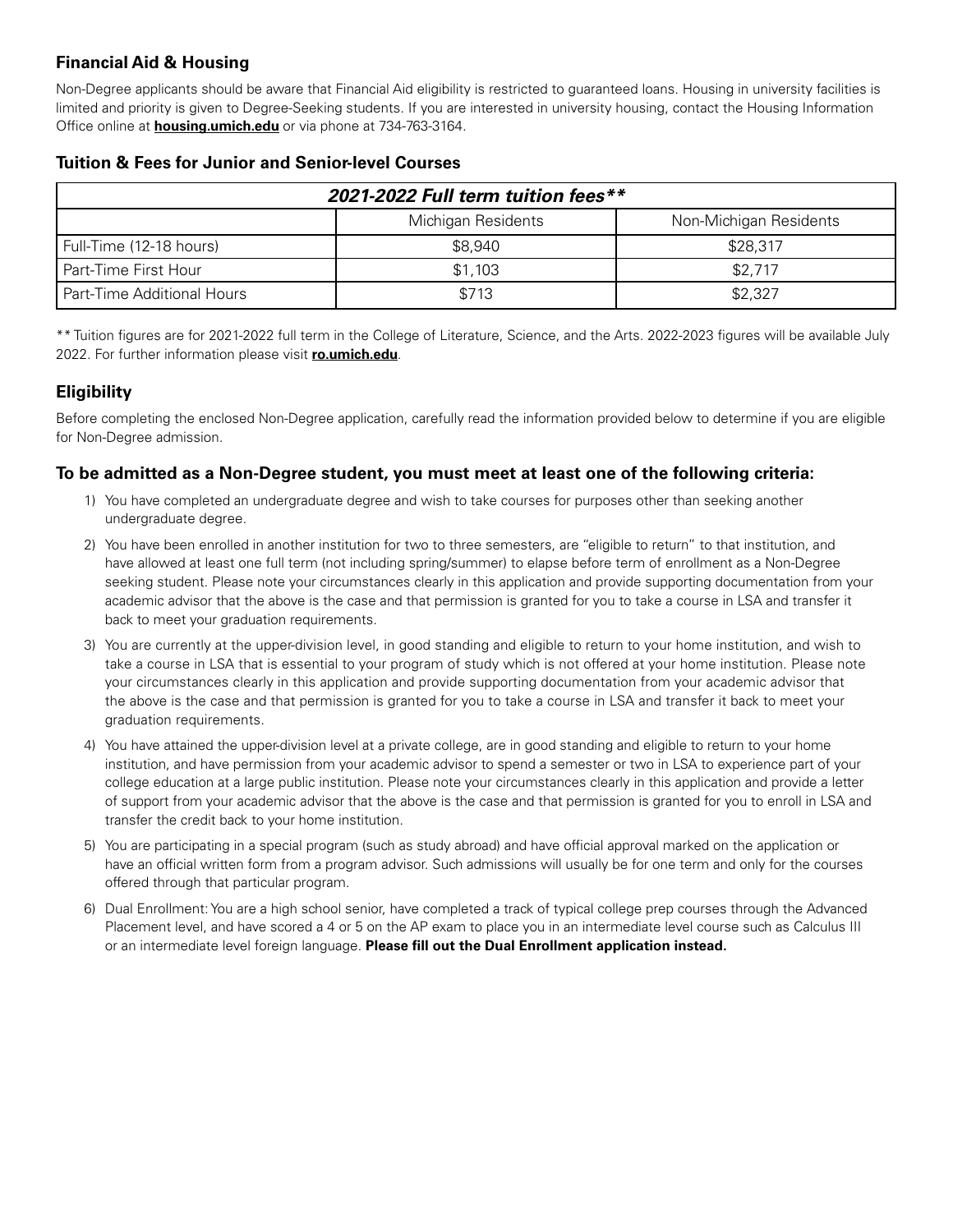## Financial Aid & Housing

Non-Degree applicants should be aware that Financial Aid eligibility is restricted to guaranteed loans. Housing in university facilities is limited and priority is given to Degree-Seeking students. If you are interested in university housing, contact the Housing Information Office online at **housing.umich.edu** or via phone at 734-763-3164.

## Tuition & Fees for Junior and Senior-level Courses

| ***2021-2022 Full term tuition fees**** | | |
|---|---|---|
| | Michigan Residents | Non-Michigan Residents |
| Full-Time (12-18 hours) | $8,940 | $28,317 |
| Part-Time First Hour | $1,103 | $2,717 |
| Part-Time Additional Hours | $713 | $2,327 |

** Tuition figures are for 2021-2022 full term in the College of Literature, Science, and the Arts. 2022-2023 figures will be available July 2022. For further information please visit **ro.umich.edu**.

## Eligibility

Before completing the enclosed Non-Degree application, carefully read the information provided below to determine if you are eligible for Non-Degree admission.

### To be admitted as a Non-Degree student, you must meet at least one of the following criteria:

1) You have completed an undergraduate degree and wish to take courses for purposes other than seeking another undergraduate degree.
2) You have been enrolled in another institution for two to three semesters, are "eligible to return" to that institution, and have allowed at least one full term (not including spring/summer) to elapse before term of enrollment as a Non-Degree seeking student. Please note your circumstances clearly in this application and provide supporting documentation from your academic advisor that the above is the case and that permission is granted for you to take a course in LSA and transfer it back to meet your graduation requirements.
3) You are currently at the upper-division level, in good standing and eligible to return to your home institution, and wish to take a course in LSA that is essential to your program of study which is not offered at your home institution. Please note your circumstances clearly in this application and provide supporting documentation from your academic advisor that the above is the case and that permission is granted for you to take a course in LSA and transfer it back to meet your graduation requirements.
4) You have attained the upper-division level at a private college, are in good standing and eligible to return to your home institution, and have permission from your academic advisor to spend a semester or two in LSA to experience part of your college education at a large public institution. Please note your circumstances clearly in this application and provide a letter of support from your academic advisor that the above is the case and that permission is granted for you to enroll in LSA and transfer the credit back to your home institution.
5) You are participating in a special program (such as study abroad) and have official approval marked on the application or have an official written form from a program advisor. Such admissions will usually be for one term and only for the courses offered through that particular program.
6) Dual Enrollment: You are a high school senior, have completed a track of typical college prep courses through the Advanced Placement level, and have scored a 4 or 5 on the AP exam to place you in an intermediate level course such as Calculus III or an intermediate level foreign language. **Please fill out the Dual Enrollment application instead.**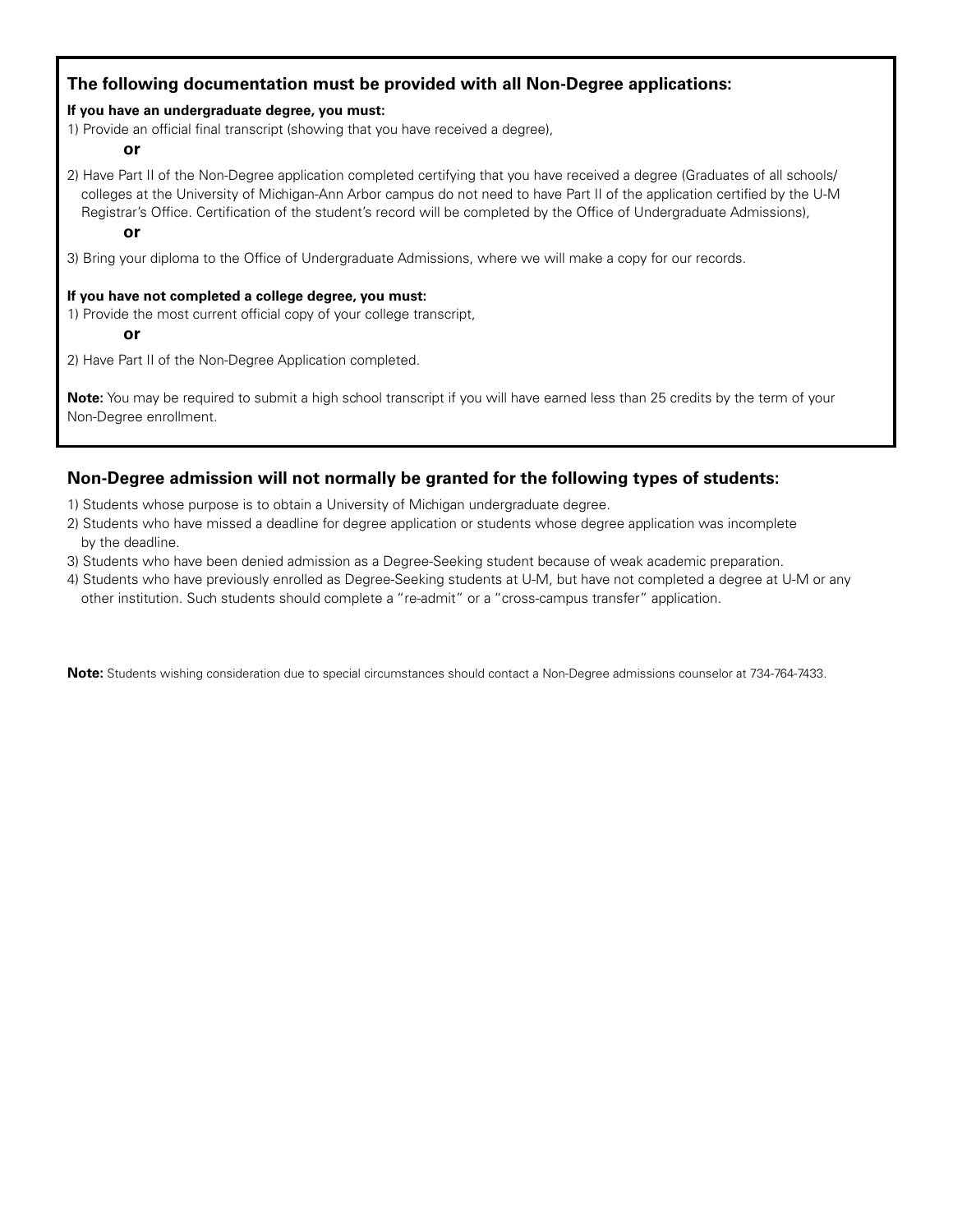## The following documentation must be provided with all Non-Degree applications:

**If you have an undergraduate degree, you must:**

1) Provide an official final transcript (showing that you have received a degree),

**or**

2) Have Part II of the Non-Degree application completed certifying that you have received a degree (Graduates of all schools/ colleges at the University of Michigan-Ann Arbor campus do not need to have Part II of the application certified by the U-M Registrar's Office. Certification of the student's record will be completed by the Office of Undergraduate Admissions),

**or**

3) Bring your diploma to the Office of Undergraduate Admissions, where we will make a copy for our records.

**If you have not completed a college degree, you must:**

1) Provide the most current official copy of your college transcript,

**or**

2) Have Part II of the Non-Degree Application completed.

**Note:** You may be required to submit a high school transcript if you will have earned less than 25 credits by the term of your Non-Degree enrollment.

## Non-Degree admission will not normally be granted for the following types of students:

1) Students whose purpose is to obtain a University of Michigan undergraduate degree.
2) Students who have missed a deadline for degree application or students whose degree application was incomplete by the deadline.
3) Students who have been denied admission as a Degree-Seeking student because of weak academic preparation.
4) Students who have previously enrolled as Degree-Seeking students at U-M, but have not completed a degree at U-M or any other institution. Such students should complete a "re-admit" or a "cross-campus transfer" application.

**Note:** Students wishing consideration due to special circumstances should contact a Non-Degree admissions counselor at 734-764-7433.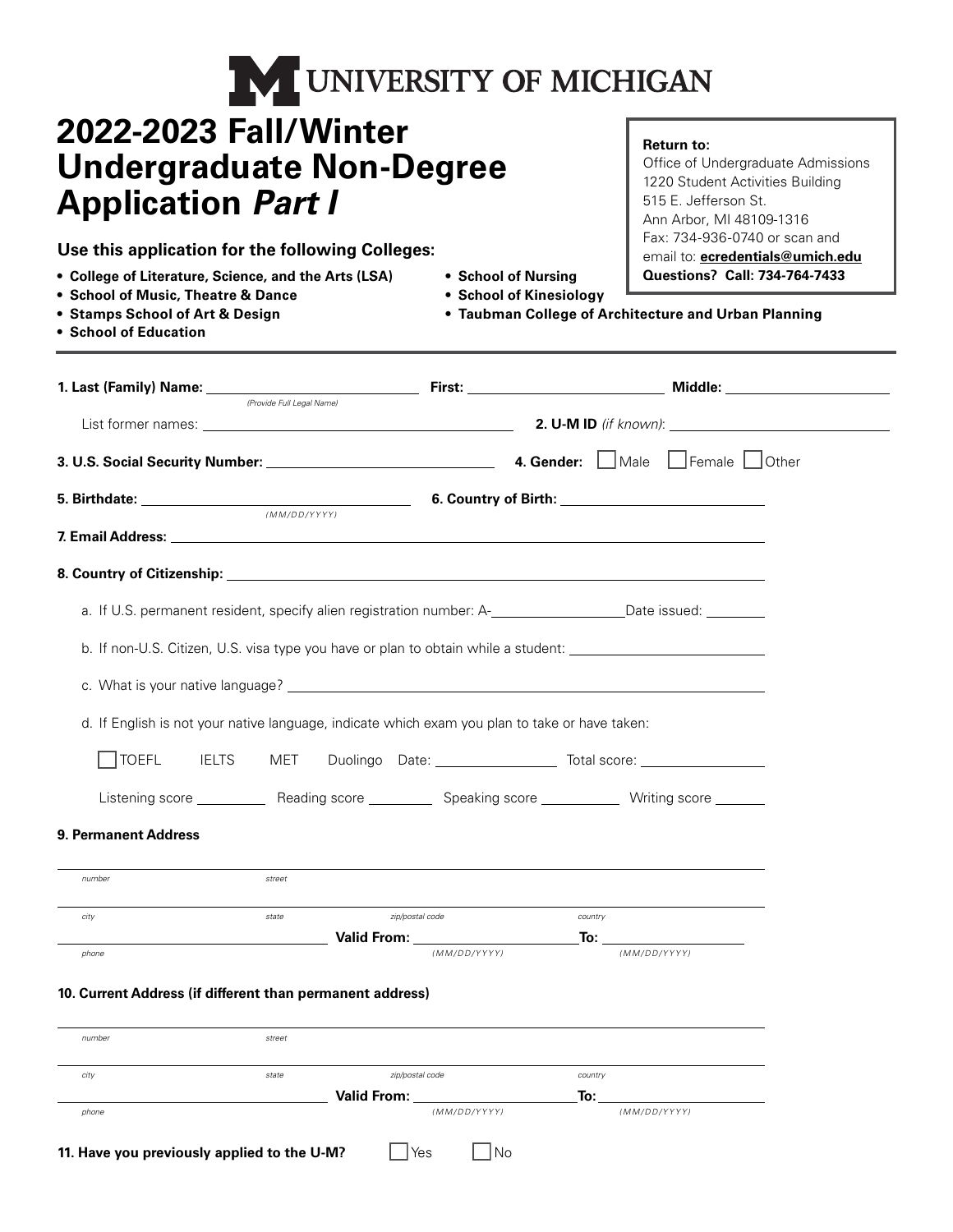UNIVERSITY OF MICHIGAN

# 2022-2023 Fall/Winter Undergraduate Non-Degree Application *Part I*

**Return to:**
Office of Undergraduate Admissions
1220 Student Activities Building
515 E. Jefferson St.
Ann Arbor, MI 48109-1316
Fax: 734-936-0740 or scan and email to: **ecredentials@umich.edu**
**Questions? Call: 734-764-7433**

**Use this application for the following Colleges:**

- **College of Literature, Science, and the Arts (LSA)**
- **School of Music, Theatre & Dance**
- **Stamps School of Art & Design**
- **School of Education**
- **School of Nursing**
- **School of Kinesiology**
- **Taubman College of Architecture and Urban Planning**

---

**1. Last (Family) Name:** ______________________ **First:** ______________________ **Middle:** ______________________
*(Provide Full Legal Name)*

List former names: ______________________ **2. U-M ID** *(if known)*: ______________________

**3. U.S. Social Security Number:** ______________________ **4. Gender:** ☐ Male ☐ Female ☐ Other

**5. Birthdate:** ______________________ *(MM/DD/YYYY)* **6. Country of Birth:** ______________________

**7. Email Address:** ______________________

**8. Country of Citizenship:** ______________________

a. If U.S. permanent resident, specify alien registration number: A-____________ Date issued: ________

b. If non-U.S. Citizen, U.S. visa type you have or plan to obtain while a student: ______________________

c. What is your native language? ______________________

d. If English is not your native language, indicate which exam you plan to take or have taken:

☐ TOEFL IELTS MET Duolingo Date: ____________ Total score: ____________

Listening score ________ Reading score ________ Speaking score ________ Writing score ________

**9. Permanent Address**

______________________
*number* *street*

______________________
*city* *state* *zip/postal code* *country*

______________________ **Valid From:** ____________ *(MM/DD/YYYY)* **To:** ____________ *(MM/DD/YYYY)*
*phone*

**10. Current Address (if different than permanent address)**

______________________
*number* *street*

______________________
*city* *state* *zip/postal code* *country*

______________________ **Valid From:** ____________ *(MM/DD/YYYY)* **To:** ____________ *(MM/DD/YYYY)*
*phone*

**11. Have you previously applied to the U-M?** ☐ Yes ☐ No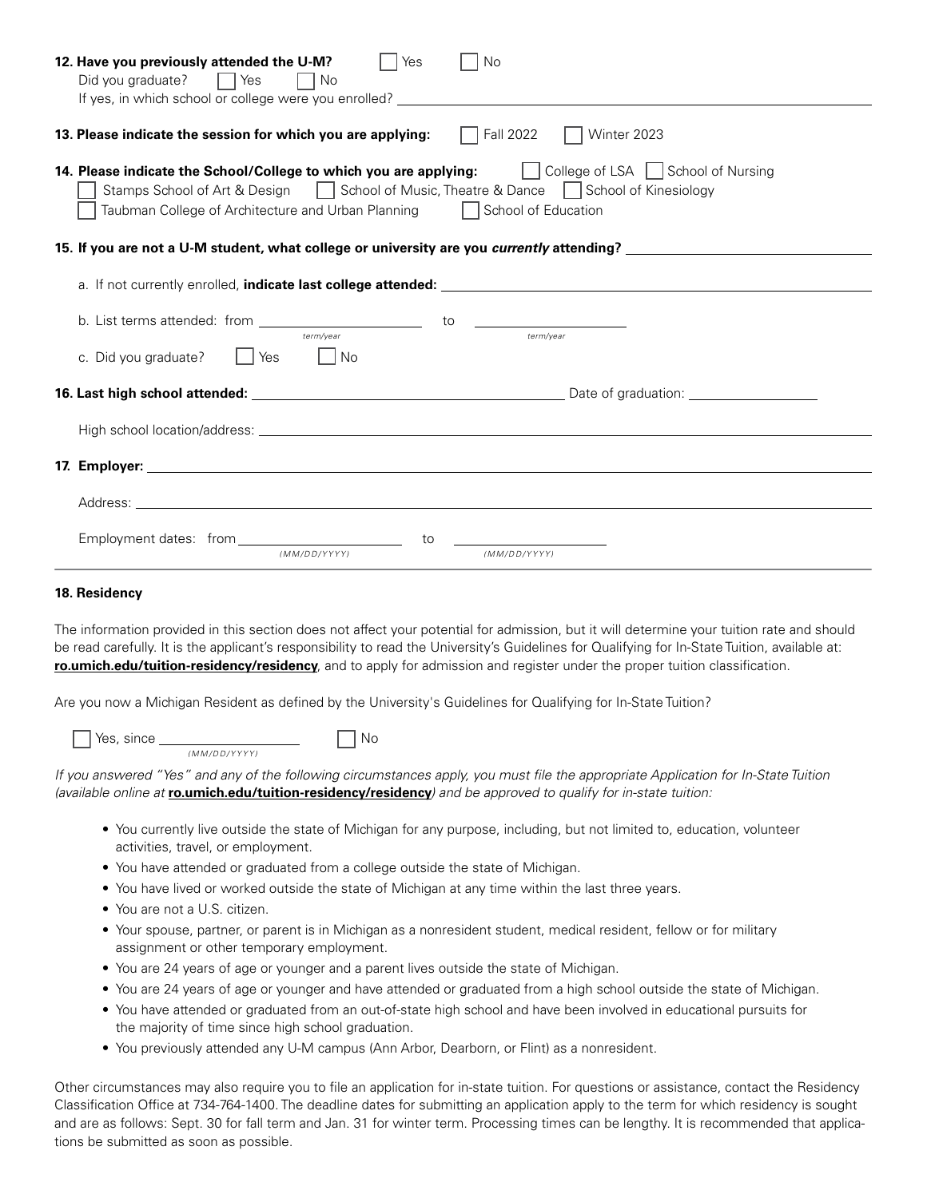**12. Have you previously attended the U-M?** ☐ Yes ☐ No

Did you graduate? ☐ Yes ☐ No

If yes, in which school or college were you enrolled? ____________________

**13. Please indicate the session for which you are applying:** ☐ Fall 2022 ☐ Winter 2023

**14. Please indicate the School/College to which you are applying:** ☐ College of LSA ☐ School of Nursing ☐ Stamps School of Art & Design ☐ School of Music, Theatre & Dance ☐ School of Kinesiology ☐ Taubman College of Architecture and Urban Planning ☐ School of Education

**15. If you are not a U-M student, what college or university are you *currently* attending?** ____________________

a. If not currently enrolled, **indicate last college attended:** ____________________

b. List terms attended: from ____________ (term/year) to ____________ (term/year)

c. Did you graduate? ☐ Yes ☐ No

**16. Last high school attended:** ____________________ Date of graduation: ____________

High school location/address: ____________________

**17. Employer:** ____________________

Address: ____________________

Employment dates: from ____________ (MM/DD/YYYY) to ____________ (MM/DD/YYYY)

---

**18. Residency**

The information provided in this section does not affect your potential for admission, but it will determine your tuition rate and should be read carefully. It is the applicant's responsibility to read the University's Guidelines for Qualifying for In-State Tuition, available at: **ro.umich.edu/tuition-residency/residency**, and to apply for admission and register under the proper tuition classification.

Are you now a Michigan Resident as defined by the University's Guidelines for Qualifying for In-State Tuition?

☐ Yes, since ____________ (MM/DD/YYYY) ☐ No

*If you answered "Yes" and any of the following circumstances apply, you must file the appropriate Application for In-State Tuition (available online at* **ro.umich.edu/tuition-residency/residency***) and be approved to qualify for in-state tuition:*

- You currently live outside the state of Michigan for any purpose, including, but not limited to, education, volunteer activities, travel, or employment.
- You have attended or graduated from a college outside the state of Michigan.
- You have lived or worked outside the state of Michigan at any time within the last three years.
- You are not a U.S. citizen.
- Your spouse, partner, or parent is in Michigan as a nonresident student, medical resident, fellow or for military assignment or other temporary employment.
- You are 24 years of age or younger and a parent lives outside the state of Michigan.
- You are 24 years of age or younger and have attended or graduated from a high school outside the state of Michigan.
- You have attended or graduated from an out-of-state high school and have been involved in educational pursuits for the majority of time since high school graduation.
- You previously attended any U-M campus (Ann Arbor, Dearborn, or Flint) as a nonresident.

Other circumstances may also require you to file an application for in-state tuition. For questions or assistance, contact the Residency Classification Office at 734-764-1400. The deadline dates for submitting an application apply to the term for which residency is sought and are as follows: Sept. 30 for fall term and Jan. 31 for winter term. Processing times can be lengthy. It is recommended that applications be submitted as soon as possible.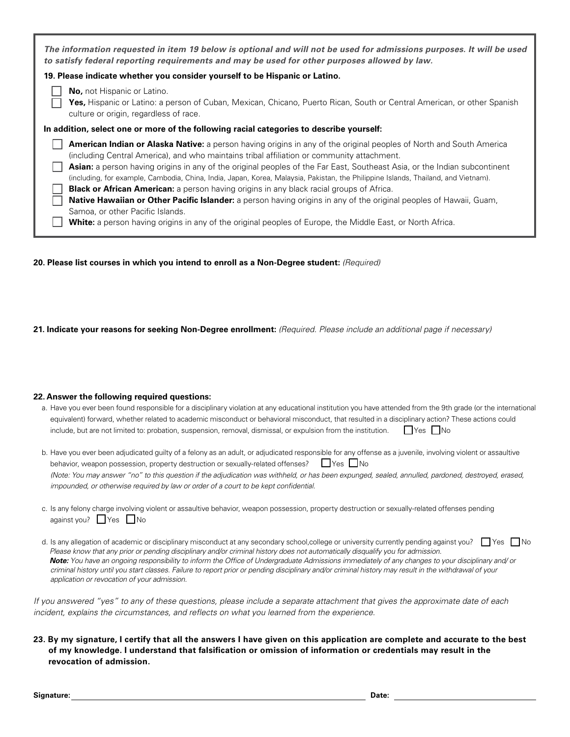***The information requested in item 19 below is optional and will not be used for admissions purposes. It will be used to satisfy federal reporting requirements and may be used for other purposes allowed by law.***

**19. Please indicate whether you consider yourself to be Hispanic or Latino.**

- ☐ **No,** not Hispanic or Latino.
- ☐ **Yes,** Hispanic or Latino: a person of Cuban, Mexican, Chicano, Puerto Rican, South or Central American, or other Spanish culture or origin, regardless of race.

**In addition, select one or more of the following racial categories to describe yourself:**

- ☐ **American Indian or Alaska Native:** a person having origins in any of the original peoples of North and South America (including Central America), and who maintains tribal affiliation or community attachment.
- ☐ **Asian:** a person having origins in any of the original peoples of the Far East, Southeast Asia, or the Indian subcontinent (including, for example, Cambodia, China, India, Japan, Korea, Malaysia, Pakistan, the Philippine Islands, Thailand, and Vietnam).
- ☐ **Black or African American:** a person having origins in any black racial groups of Africa.
- ☐ **Native Hawaiian or Other Pacific Islander:** a person having origins in any of the original peoples of Hawaii, Guam, Samoa, or other Pacific Islands.
- ☐ **White:** a person having origins in any of the original peoples of Europe, the Middle East, or North Africa.

**20. Please list courses in which you intend to enroll as a Non-Degree student:** *(Required)*

**21. Indicate your reasons for seeking Non-Degree enrollment:** *(Required. Please include an additional page if necessary)*

**22. Answer the following required questions:**

a. Have you ever been found responsible for a disciplinary violation at any educational institution you have attended from the 9th grade (or the international equivalent) forward, whether related to academic misconduct or behavioral misconduct, that resulted in a disciplinary action? These actions could include, but are not limited to: probation, suspension, removal, dismissal, or expulsion from the institution. ☐ Yes ☐ No

b. Have you ever been adjudicated guilty of a felony as an adult, or adjudicated responsible for any offense as a juvenile, involving violent or assaultive behavior, weapon possession, property destruction or sexually-related offenses? ☐ Yes ☐ No
*(Note: You may answer "no" to this question if the adjudication was withheld, or has been expunged, sealed, annulled, pardoned, destroyed, erased, impounded, or otherwise required by law or order of a court to be kept confidential.*

c. Is any felony charge involving violent or assaultive behavior, weapon possession, property destruction or sexually-related offenses pending against you? ☐ Yes ☐ No

d. Is any allegation of academic or disciplinary misconduct at any secondary school,college or university currently pending against you? ☐ Yes ☐ No
*Please know that any prior or pending disciplinary and/or criminal history does not automatically disqualify you for admission.*
***Note:*** *You have an ongoing responsibility to inform the Office of Undergraduate Admissions immediately of any changes to your disciplinary and/ or criminal history until you start classes. Failure to report prior or pending disciplinary and/or criminal history may result in the withdrawal of your application or revocation of your admission.*

*If you answered "yes" to any of these questions, please include a separate attachment that gives the approximate date of each incident, explains the circumstances, and reflects on what you learned from the experience.*

**23. By my signature, I certify that all the answers I have given on this application are complete and accurate to the best of my knowledge. I understand that falsification or omission of information or credentials may result in the revocation of admission.**

**Signature:** ______________________________ **Date:** ______________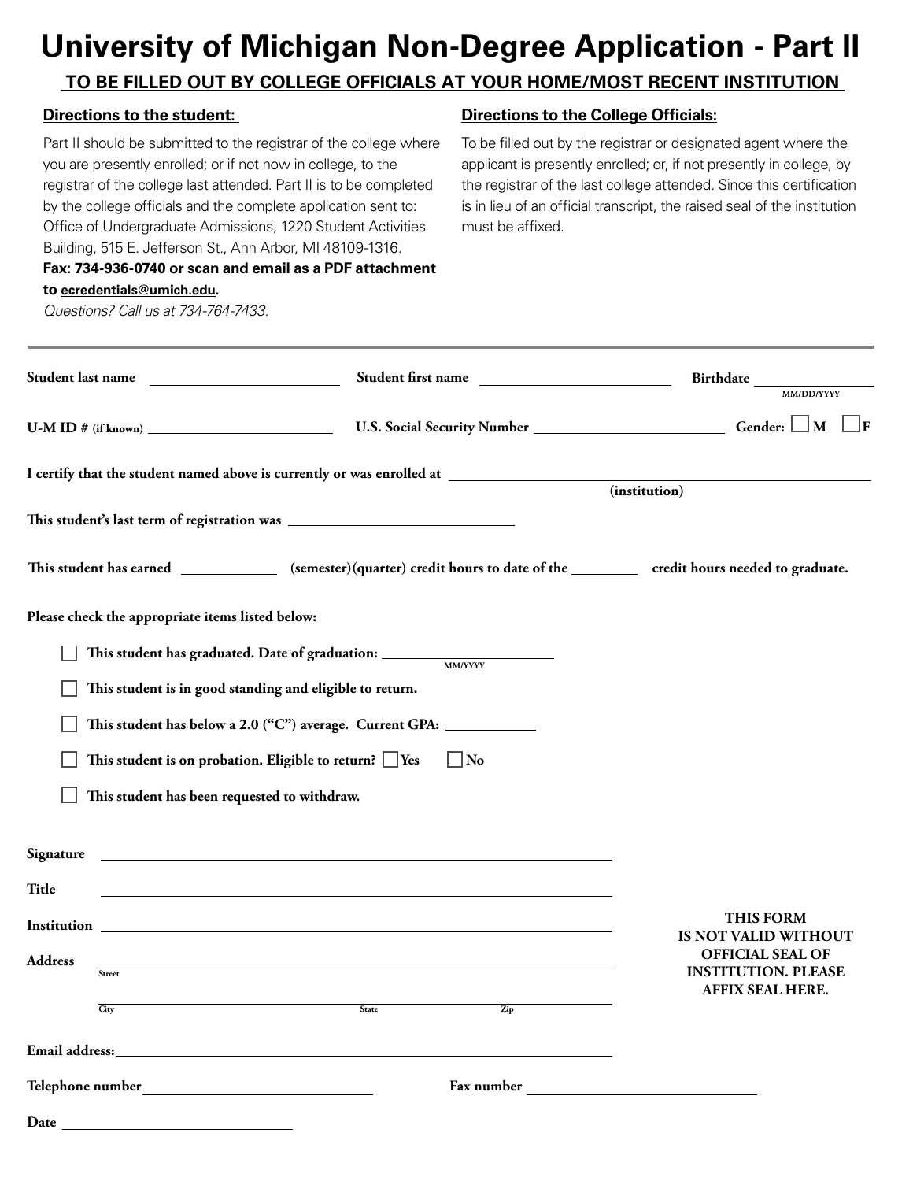# University of Michigan Non-Degree Application - Part II

**TO BE FILLED OUT BY COLLEGE OFFICIALS AT YOUR HOME/MOST RECENT INSTITUTION**

**Directions to the student:**

Part II should be submitted to the registrar of the college where you are presently enrolled; or if not now in college, to the registrar of the college last attended. Part II is to be completed by the college officials and the complete application sent to: Office of Undergraduate Admissions, 1220 Student Activities Building, 515 E. Jefferson St., Ann Arbor, MI 48109-1316.
**Fax: 734-936-0740 or scan and email as a PDF attachment to ecredentials@umich.edu.**
*Questions? Call us at 734-764-7433.*

**Directions to the College Officials:**

To be filled out by the registrar or designated agent where the applicant is presently enrolled; or, if not presently in college, by the registrar of the last college attended. Since this certification is in lieu of an official transcript, the raised seal of the institution must be affixed.

---

**Student last name** ____________ **Student first name** ____________ **Birthdate** ____________ (MM/DD/YYYY)

**U-M ID # (if known)** ____________ **U.S. Social Security Number** ____________ **Gender:** ☐ M ☐ F

**I certify that the student named above is currently or was enrolled at** ______________________ **(institution)**

**This student's last term of registration was** ____________

**This student has earned** ________ **(semester)(quarter) credit hours to date of the** ________ **credit hours needed to graduate.**

**Please check the appropriate items listed below:**

- ☐ **This student has graduated. Date of graduation:** ____________ (MM/YYYY)
- ☐ **This student is in good standing and eligible to return.**
- ☐ **This student has below a 2.0 ("C") average. Current GPA:** ________
- ☐ **This student is on probation. Eligible to return?** ☐ **Yes** ☐ **No**
- ☐ **This student has been requested to withdraw.**

**Signature** ______________________

**Title** ______________________

**Institution** ______________________

**Address** ______________________
Street
______________________
City State Zip

**Email address:** ______________________

**Telephone number** ____________ **Fax number** ____________

**Date** ____________

**THIS FORM IS NOT VALID WITHOUT OFFICIAL SEAL OF INSTITUTION. PLEASE AFFIX SEAL HERE.**